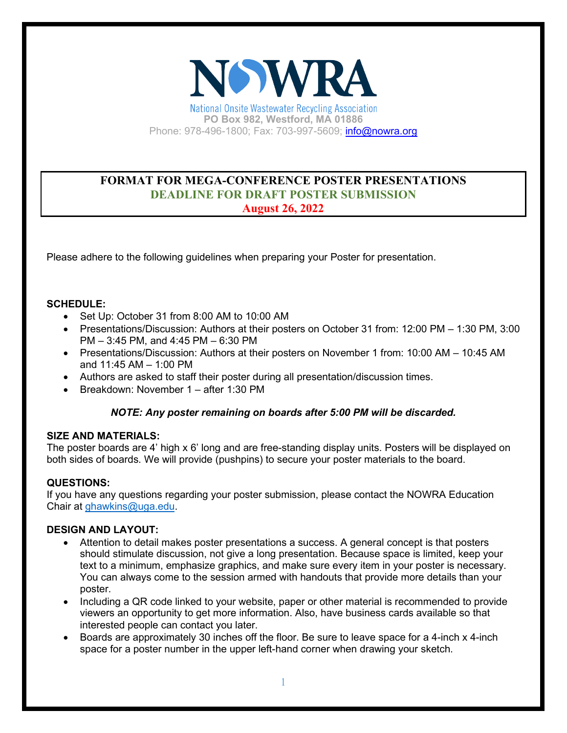# NOWRA

National Onsite Wastewater Recycling Association
**PO Box 982, Westford, MA 01886**
Phone: 978-496-1800; Fax: 703-997-5609; info@nowra.org

## FORMAT FOR MEGA-CONFERENCE POSTER PRESENTATIONS
## DEADLINE FOR DRAFT POSTER SUBMISSION
## August 26, 2022

Please adhere to the following guidelines when preparing your Poster for presentation.

**SCHEDULE:**

- Set Up: October 31 from 8:00 AM to 10:00 AM
- Presentations/Discussion: Authors at their posters on October 31 from: 12:00 PM – 1:30 PM, 3:00 PM – 3:45 PM, and 4:45 PM – 6:30 PM
- Presentations/Discussion: Authors at their posters on November 1 from: 10:00 AM – 10:45 AM and 11:45 AM – 1:00 PM
- Authors are asked to staff their poster during all presentation/discussion times.
- Breakdown: November 1 – after 1:30 PM

***NOTE: Any poster remaining on boards after 5:00 PM will be discarded.***

**SIZE AND MATERIALS:**
The poster boards are 4' high x 6' long and are free-standing display units. Posters will be displayed on both sides of boards. We will provide (pushpins) to secure your poster materials to the board.

**QUESTIONS:**
If you have any questions regarding your poster submission, please contact the NOWRA Education Chair at ghawkins@uga.edu.

**DESIGN AND LAYOUT:**

- Attention to detail makes poster presentations a success. A general concept is that posters should stimulate discussion, not give a long presentation. Because space is limited, keep your text to a minimum, emphasize graphics, and make sure every item in your poster is necessary. You can always come to the session armed with handouts that provide more details than your poster.
- Including a QR code linked to your website, paper or other material is recommended to provide viewers an opportunity to get more information. Also, have business cards available so that interested people can contact you later.
- Boards are approximately 30 inches off the floor. Be sure to leave space for a 4-inch x 4-inch space for a poster number in the upper left-hand corner when drawing your sketch.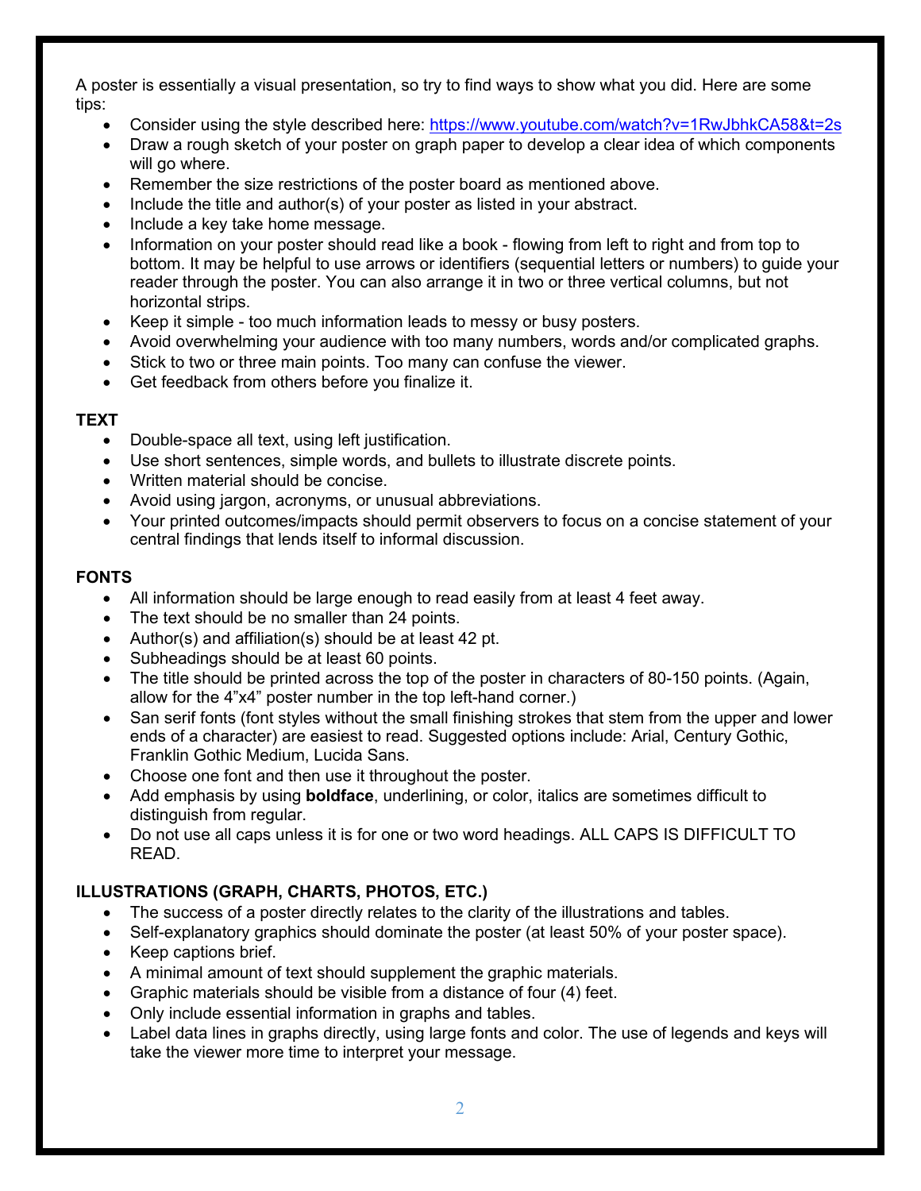A poster is essentially a visual presentation, so try to find ways to show what you did. Here are some tips:

- Consider using the style described here: https://www.youtube.com/watch?v=1RwJbhkCA58&t=2s
- Draw a rough sketch of your poster on graph paper to develop a clear idea of which components will go where.
- Remember the size restrictions of the poster board as mentioned above.
- Include the title and author(s) of your poster as listed in your abstract.
- Include a key take home message.
- Information on your poster should read like a book - flowing from left to right and from top to bottom. It may be helpful to use arrows or identifiers (sequential letters or numbers) to guide your reader through the poster. You can also arrange it in two or three vertical columns, but not horizontal strips.
- Keep it simple - too much information leads to messy or busy posters.
- Avoid overwhelming your audience with too many numbers, words and/or complicated graphs.
- Stick to two or three main points. Too many can confuse the viewer.
- Get feedback from others before you finalize it.

**TEXT**

- Double-space all text, using left justification.
- Use short sentences, simple words, and bullets to illustrate discrete points.
- Written material should be concise.
- Avoid using jargon, acronyms, or unusual abbreviations.
- Your printed outcomes/impacts should permit observers to focus on a concise statement of your central findings that lends itself to informal discussion.

**FONTS**

- All information should be large enough to read easily from at least 4 feet away.
- The text should be no smaller than 24 points.
- Author(s) and affiliation(s) should be at least 42 pt.
- Subheadings should be at least 60 points.
- The title should be printed across the top of the poster in characters of 80-150 points. (Again, allow for the 4"x4" poster number in the top left-hand corner.)
- San serif fonts (font styles without the small finishing strokes that stem from the upper and lower ends of a character) are easiest to read. Suggested options include: Arial, Century Gothic, Franklin Gothic Medium, Lucida Sans.
- Choose one font and then use it throughout the poster.
- Add emphasis by using **boldface**, underlining, or color, italics are sometimes difficult to distinguish from regular.
- Do not use all caps unless it is for one or two word headings. ALL CAPS IS DIFFICULT TO READ.

**ILLUSTRATIONS (GRAPH, CHARTS, PHOTOS, ETC.)**

- The success of a poster directly relates to the clarity of the illustrations and tables.
- Self-explanatory graphics should dominate the poster (at least 50% of your poster space).
- Keep captions brief.
- A minimal amount of text should supplement the graphic materials.
- Graphic materials should be visible from a distance of four (4) feet.
- Only include essential information in graphs and tables.
- Label data lines in graphs directly, using large fonts and color. The use of legends and keys will take the viewer more time to interpret your message.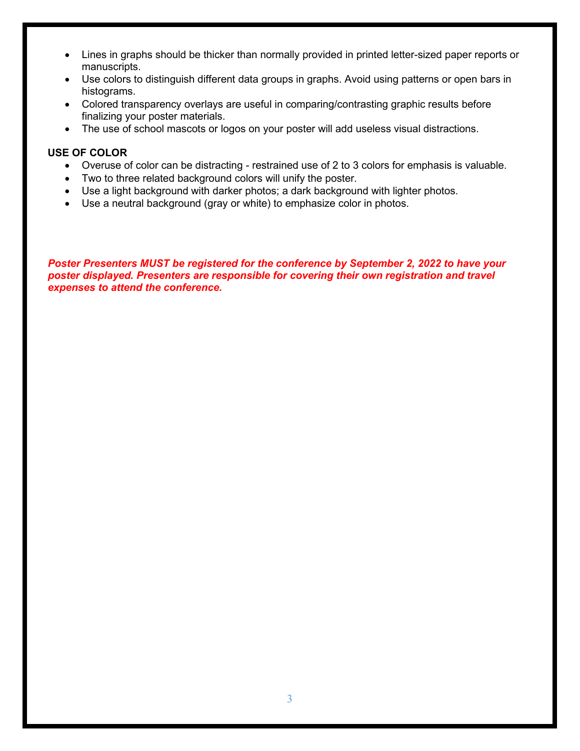- Lines in graphs should be thicker than normally provided in printed letter-sized paper reports or manuscripts.
- Use colors to distinguish different data groups in graphs. Avoid using patterns or open bars in histograms.
- Colored transparency overlays are useful in comparing/contrasting graphic results before finalizing your poster materials.
- The use of school mascots or logos on your poster will add useless visual distractions.

**USE OF COLOR**

- Overuse of color can be distracting - restrained use of 2 to 3 colors for emphasis is valuable.
- Two to three related background colors will unify the poster.
- Use a light background with darker photos; a dark background with lighter photos.
- Use a neutral background (gray or white) to emphasize color in photos.

***Poster Presenters MUST be registered for the conference by September 2, 2022 to have your poster displayed. Presenters are responsible for covering their own registration and travel expenses to attend the conference.***